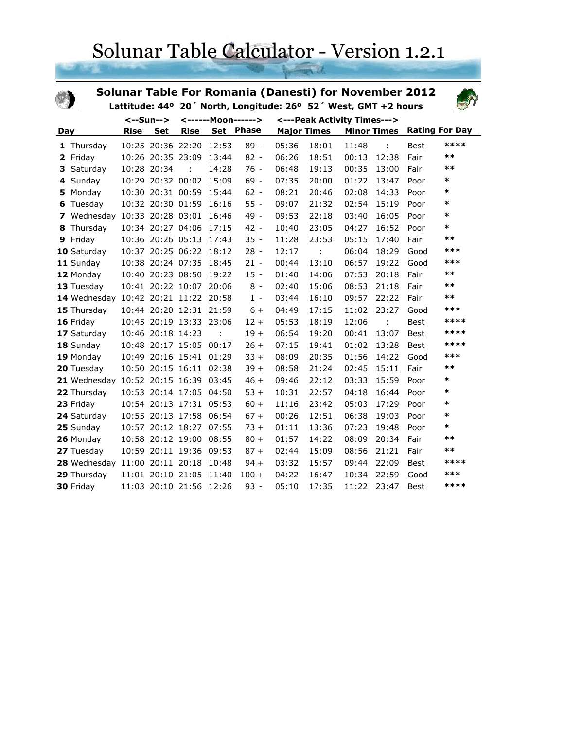# Solunar Table Calculator - Version 1.2.1

## Solunar Table For Romania (Danesti) for November 2012

**Lattitude: 44º 20´ North, Longitude: 26º 52´ West, GMT +2 hours**

| Day | | <--Sun--> | | <------Moon------> | | | <---Peak Activity Times---> | | | | Rating For Day | |
|---|---|---|---|---|---|---|---|---|---|---|---|---|
| | | Rise | Set | Rise | Set | Phase | Major Times | | Minor Times | | | |
| **1** | Thursday | 10:25 | 20:36 | 22:20 | 12:53 | 89 - | 05:36 | 18:01 | 11:48 | : | Best | **** |
| **2** | Friday | 10:26 | 20:35 | 23:09 | 13:44 | 82 - | 06:26 | 18:51 | 00:13 | 12:38 | Fair | ** |
| **3** | Saturday | 10:28 | 20:34 | : | 14:28 | 76 - | 06:48 | 19:13 | 00:35 | 13:00 | Fair | ** |
| **4** | Sunday | 10:29 | 20:32 | 00:02 | 15:09 | 69 - | 07:35 | 20:00 | 01:22 | 13:47 | Poor | * |
| **5** | Monday | 10:30 | 20:31 | 00:59 | 15:44 | 62 - | 08:21 | 20:46 | 02:08 | 14:33 | Poor | * |
| **6** | Tuesday | 10:32 | 20:30 | 01:59 | 16:16 | 55 - | 09:07 | 21:32 | 02:54 | 15:19 | Poor | * |
| **7** | Wednesday | 10:33 | 20:28 | 03:01 | 16:46 | 49 - | 09:53 | 22:18 | 03:40 | 16:05 | Poor | * |
| **8** | Thursday | 10:34 | 20:27 | 04:06 | 17:15 | 42 - | 10:40 | 23:05 | 04:27 | 16:52 | Poor | * |
| **9** | Friday | 10:36 | 20:26 | 05:13 | 17:43 | 35 - | 11:28 | 23:53 | 05:15 | 17:40 | Fair | ** |
| **10** | Saturday | 10:37 | 20:25 | 06:22 | 18:12 | 28 - | 12:17 | : | 06:04 | 18:29 | Good | *** |
| **11** | Sunday | 10:38 | 20:24 | 07:35 | 18:45 | 21 - | 00:44 | 13:10 | 06:57 | 19:22 | Good | *** |
| **12** | Monday | 10:40 | 20:23 | 08:50 | 19:22 | 15 - | 01:40 | 14:06 | 07:53 | 20:18 | Fair | ** |
| **13** | Tuesday | 10:41 | 20:22 | 10:07 | 20:06 | 8 - | 02:40 | 15:06 | 08:53 | 21:18 | Fair | ** |
| **14** | Wednesday | 10:42 | 20:21 | 11:22 | 20:58 | 1 - | 03:44 | 16:10 | 09:57 | 22:22 | Fair | ** |
| **15** | Thursday | 10:44 | 20:20 | 12:31 | 21:59 | 6 + | 04:49 | 17:15 | 11:02 | 23:27 | Good | *** |
| **16** | Friday | 10:45 | 20:19 | 13:33 | 23:06 | 12 + | 05:53 | 18:19 | 12:06 | : | Best | **** |
| **17** | Saturday | 10:46 | 20:18 | 14:23 | : | 19 + | 06:54 | 19:20 | 00:41 | 13:07 | Best | **** |
| **18** | Sunday | 10:48 | 20:17 | 15:05 | 00:17 | 26 + | 07:15 | 19:41 | 01:02 | 13:28 | Best | **** |
| **19** | Monday | 10:49 | 20:16 | 15:41 | 01:29 | 33 + | 08:09 | 20:35 | 01:56 | 14:22 | Good | *** |
| **20** | Tuesday | 10:50 | 20:15 | 16:11 | 02:38 | 39 + | 08:58 | 21:24 | 02:45 | 15:11 | Fair | ** |
| **21** | Wednesday | 10:52 | 20:15 | 16:39 | 03:45 | 46 + | 09:46 | 22:12 | 03:33 | 15:59 | Poor | * |
| **22** | Thursday | 10:53 | 20:14 | 17:05 | 04:50 | 53 + | 10:31 | 22:57 | 04:18 | 16:44 | Poor | * |
| **23** | Friday | 10:54 | 20:13 | 17:31 | 05:53 | 60 + | 11:16 | 23:42 | 05:03 | 17:29 | Poor | * |
| **24** | Saturday | 10:55 | 20:13 | 17:58 | 06:54 | 67 + | 00:26 | 12:51 | 06:38 | 19:03 | Poor | * |
| **25** | Sunday | 10:57 | 20:12 | 18:27 | 07:55 | 73 + | 01:11 | 13:36 | 07:23 | 19:48 | Poor | * |
| **26** | Monday | 10:58 | 20:12 | 19:00 | 08:55 | 80 + | 01:57 | 14:22 | 08:09 | 20:34 | Fair | ** |
| **27** | Tuesday | 10:59 | 20:11 | 19:36 | 09:53 | 87 + | 02:44 | 15:09 | 08:56 | 21:21 | Fair | ** |
| **28** | Wednesday | 11:00 | 20:11 | 20:18 | 10:48 | 94 + | 03:32 | 15:57 | 09:44 | 22:09 | Best | **** |
| **29** | Thursday | 11:01 | 20:10 | 21:05 | 11:40 | 100 + | 04:22 | 16:47 | 10:34 | 22:59 | Good | *** |
| **30** | Friday | 11:03 | 20:10 | 21:56 | 12:26 | 93 - | 05:10 | 17:35 | 11:22 | 23:47 | Best | **** |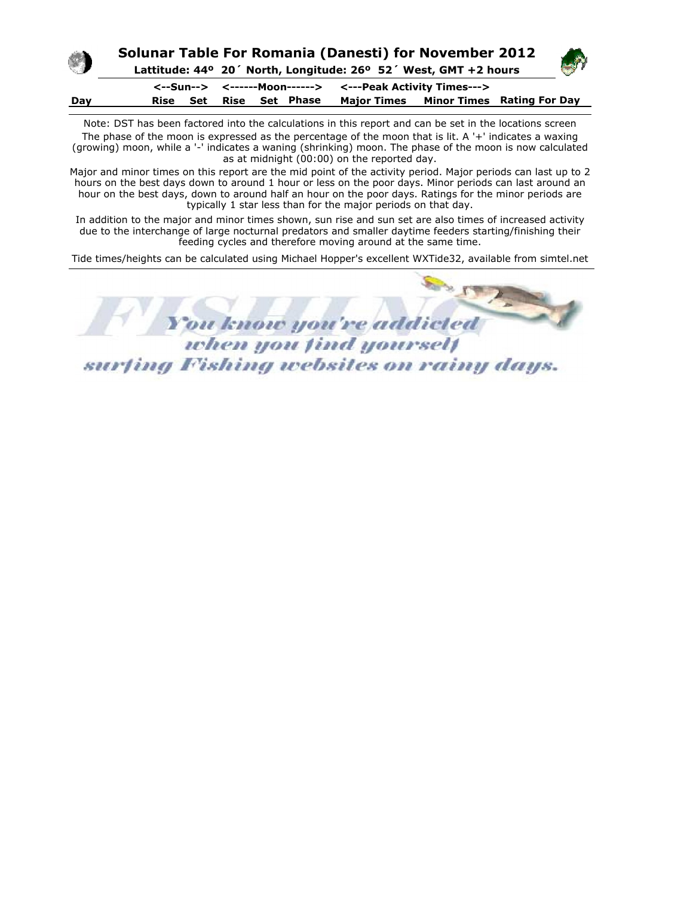## Solunar Table For Romania (Danesti) for November 2012

**Lattitude: 44º 20´ North, Longitude: 26º 52´ West, GMT +2 hours**

| | <--Sun--> | | <------Moon------> | | | <---Peak Activity Times---> | | |
|---|---|---|---|---|---|---|---|---|
| **Day** | **Rise** | **Set** | **Rise** | **Set** | **Phase** | **Major Times** | **Minor Times** | **Rating For Day** |

Note: DST has been factored into the calculations in this report and can be set in the locations screen

The phase of the moon is expressed as the percentage of the moon that is lit. A '+' indicates a waxing (growing) moon, while a '-' indicates a waning (shrinking) moon. The phase of the moon is now calculated as at midnight (00:00) on the reported day.

Major and minor times on this report are the mid point of the activity period. Major periods can last up to 2 hours on the best days down to around 1 hour or less on the poor days. Minor periods can last around an hour on the best days, down to around half an hour on the poor days. Ratings for the minor periods are typically 1 star less than for the major periods on that day.

In addition to the major and minor times shown, sun rise and sun set are also times of increased activity due to the interchange of large nocturnal predators and smaller daytime feeders starting/finishing their feeding cycles and therefore moving around at the same time.

Tide times/heights can be calculated using Michael Hopper's excellent WXTide32, available from simtel.net

*You know you're addicted when you find yourself surfing Fishing websites on rainy days.*